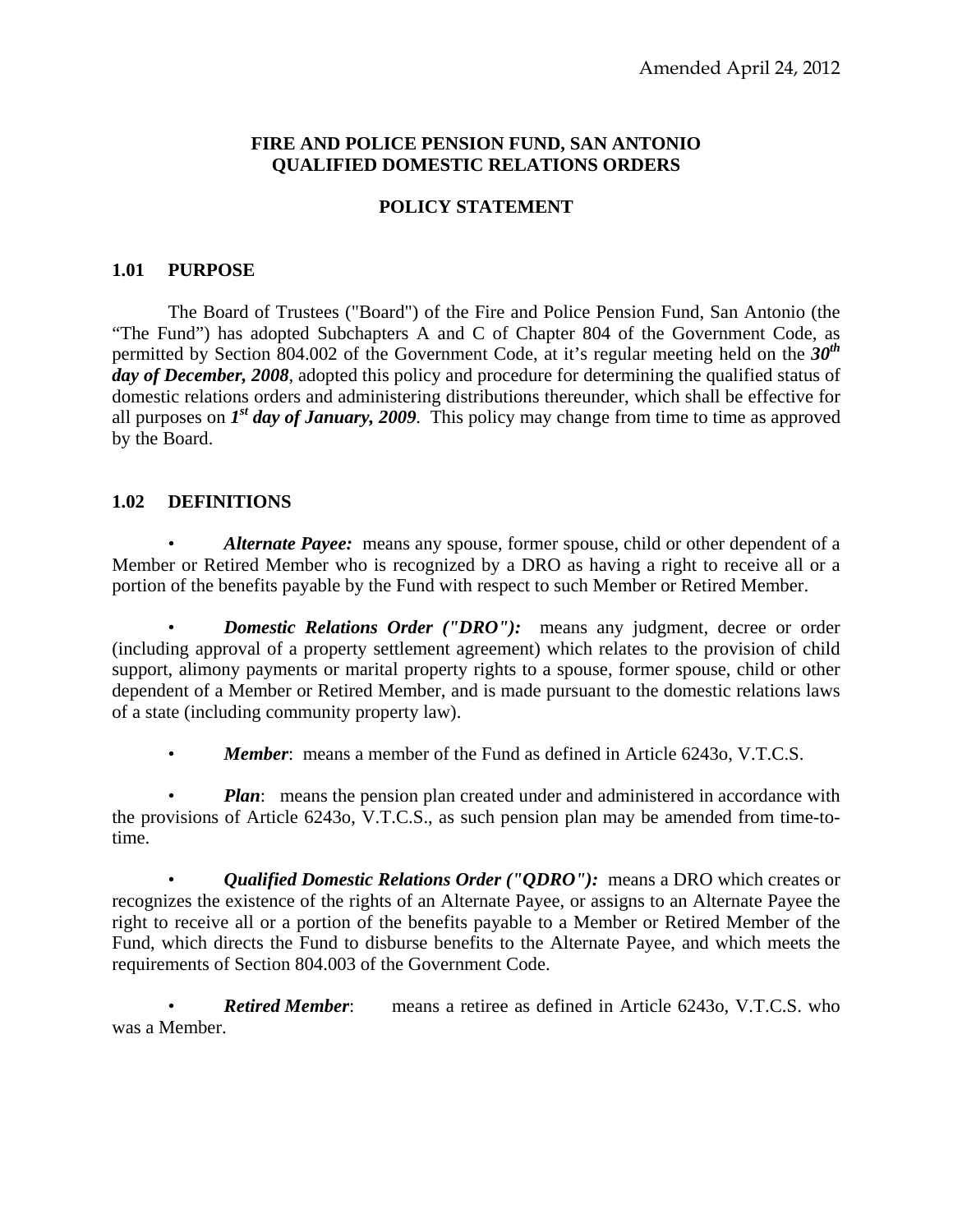Amended April 24, 2012

# FIRE AND POLICE PENSION FUND, SAN ANTONIO
# QUALIFIED DOMESTIC RELATIONS ORDERS

## POLICY STATEMENT

### 1.01 PURPOSE

The Board of Trustees ("Board") of the Fire and Police Pension Fund, San Antonio (the "The Fund") has adopted Subchapters A and C of Chapter 804 of the Government Code, as permitted by Section 804.002 of the Government Code, at it's regular meeting held on the ***30th day of December, 2008***, adopted this policy and procedure for determining the qualified status of domestic relations orders and administering distributions thereunder, which shall be effective for all purposes on ***1st day of January, 2009***. This policy may change from time to time as approved by the Board.

### 1.02 DEFINITIONS

- ***Alternate Payee:*** means any spouse, former spouse, child or other dependent of a Member or Retired Member who is recognized by a DRO as having a right to receive all or a portion of the benefits payable by the Fund with respect to such Member or Retired Member.

- ***Domestic Relations Order ("DRO"):*** means any judgment, decree or order (including approval of a property settlement agreement) which relates to the provision of child support, alimony payments or marital property rights to a spouse, former spouse, child or other dependent of a Member or Retired Member, and is made pursuant to the domestic relations laws of a state (including community property law).

- ***Member***: means a member of the Fund as defined in Article 6243o, V.T.C.S.

- ***Plan***: means the pension plan created under and administered in accordance with the provisions of Article 6243o, V.T.C.S., as such pension plan may be amended from time-to-time.

- ***Qualified Domestic Relations Order ("QDRO"):*** means a DRO which creates or recognizes the existence of the rights of an Alternate Payee, or assigns to an Alternate Payee the right to receive all or a portion of the benefits payable to a Member or Retired Member of the Fund, which directs the Fund to disburse benefits to the Alternate Payee, and which meets the requirements of Section 804.003 of the Government Code.

- ***Retired Member***: means a retiree as defined in Article 6243o, V.T.C.S. who was a Member.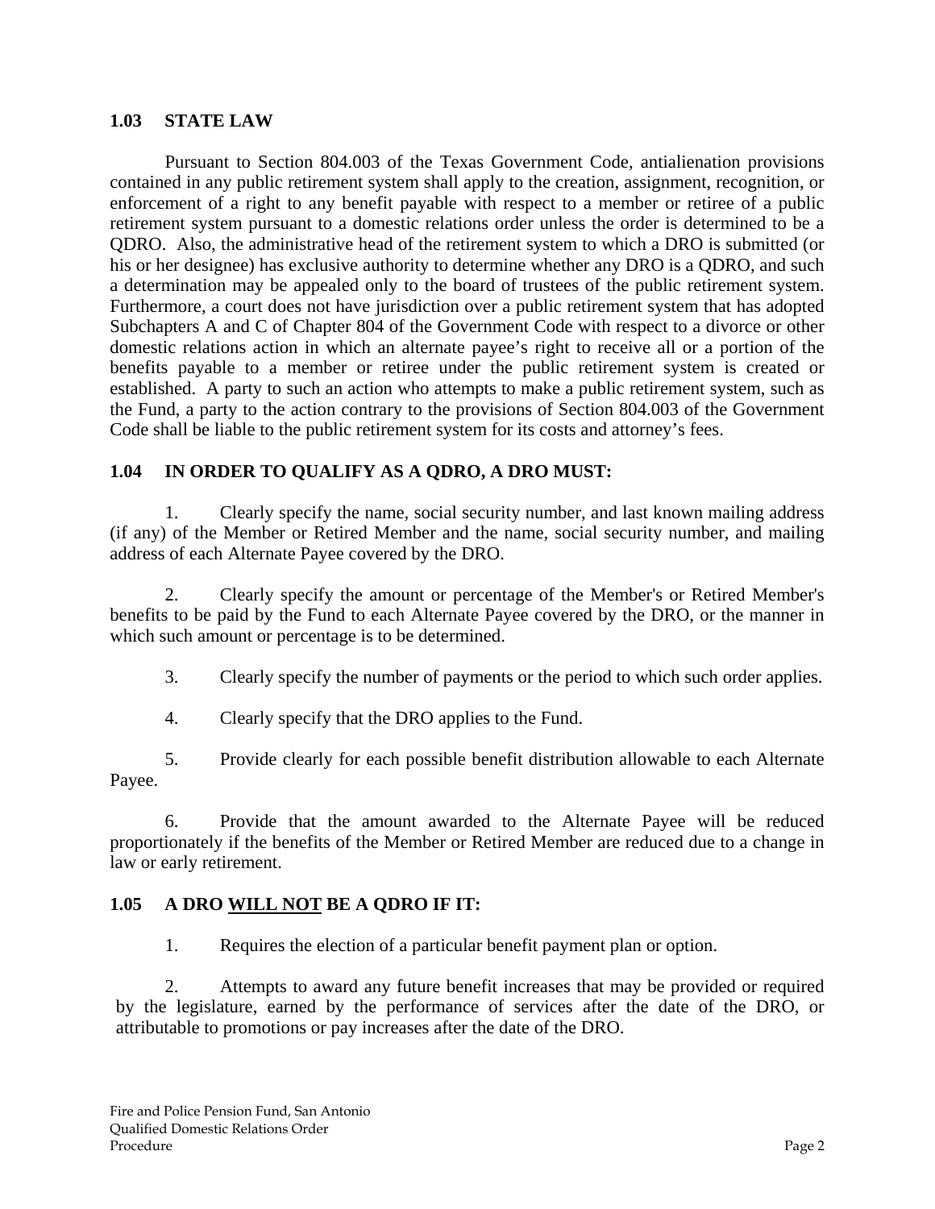## 1.03 STATE LAW

Pursuant to Section 804.003 of the Texas Government Code, antialienation provisions contained in any public retirement system shall apply to the creation, assignment, recognition, or enforcement of a right to any benefit payable with respect to a member or retiree of a public retirement system pursuant to a domestic relations order unless the order is determined to be a QDRO. Also, the administrative head of the retirement system to which a DRO is submitted (or his or her designee) has exclusive authority to determine whether any DRO is a QDRO, and such a determination may be appealed only to the board of trustees of the public retirement system. Furthermore, a court does not have jurisdiction over a public retirement system that has adopted Subchapters A and C of Chapter 804 of the Government Code with respect to a divorce or other domestic relations action in which an alternate payee's right to receive all or a portion of the benefits payable to a member or retiree under the public retirement system is created or established. A party to such an action who attempts to make a public retirement system, such as the Fund, a party to the action contrary to the provisions of Section 804.003 of the Government Code shall be liable to the public retirement system for its costs and attorney's fees.

## 1.04 IN ORDER TO QUALIFY AS A QDRO, A DRO MUST:

1. Clearly specify the name, social security number, and last known mailing address (if any) of the Member or Retired Member and the name, social security number, and mailing address of each Alternate Payee covered by the DRO.

2. Clearly specify the amount or percentage of the Member's or Retired Member's benefits to be paid by the Fund to each Alternate Payee covered by the DRO, or the manner in which such amount or percentage is to be determined.

3. Clearly specify the number of payments or the period to which such order applies.

4. Clearly specify that the DRO applies to the Fund.

5. Provide clearly for each possible benefit distribution allowable to each Alternate Payee.

6. Provide that the amount awarded to the Alternate Payee will be reduced proportionately if the benefits of the Member or Retired Member are reduced due to a change in law or early retirement.

## 1.05 A DRO WILL NOT BE A QDRO IF IT:

1. Requires the election of a particular benefit payment plan or option.

2. Attempts to award any future benefit increases that may be provided or required by the legislature, earned by the performance of services after the date of the DRO, or attributable to promotions or pay increases after the date of the DRO.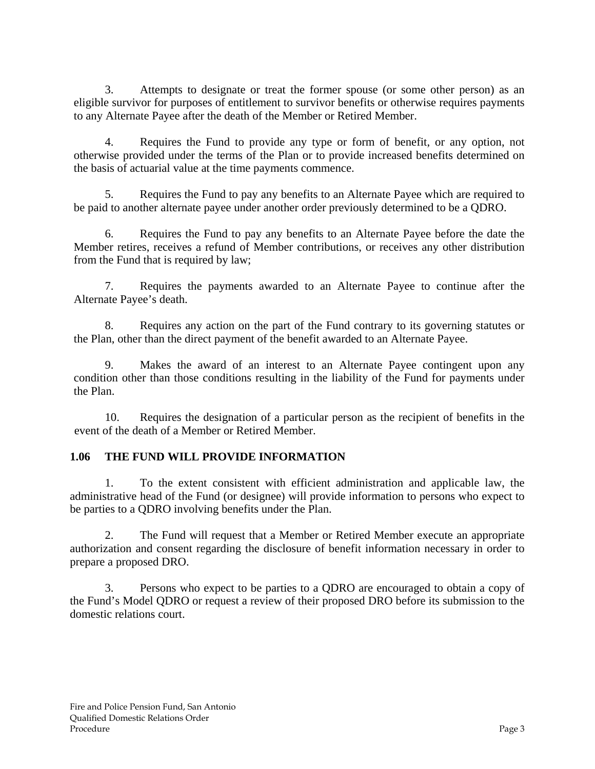3. Attempts to designate or treat the former spouse (or some other person) as an eligible survivor for purposes of entitlement to survivor benefits or otherwise requires payments to any Alternate Payee after the death of the Member or Retired Member.

4. Requires the Fund to provide any type or form of benefit, or any option, not otherwise provided under the terms of the Plan or to provide increased benefits determined on the basis of actuarial value at the time payments commence.

5. Requires the Fund to pay any benefits to an Alternate Payee which are required to be paid to another alternate payee under another order previously determined to be a QDRO.

6. Requires the Fund to pay any benefits to an Alternate Payee before the date the Member retires, receives a refund of Member contributions, or receives any other distribution from the Fund that is required by law;

7. Requires the payments awarded to an Alternate Payee to continue after the Alternate Payee's death.

8. Requires any action on the part of the Fund contrary to its governing statutes or the Plan, other than the direct payment of the benefit awarded to an Alternate Payee.

9. Makes the award of an interest to an Alternate Payee contingent upon any condition other than those conditions resulting in the liability of the Fund for payments under the Plan.

10. Requires the designation of a particular person as the recipient of benefits in the event of the death of a Member or Retired Member.

## 1.06 THE FUND WILL PROVIDE INFORMATION

1. To the extent consistent with efficient administration and applicable law, the administrative head of the Fund (or designee) will provide information to persons who expect to be parties to a QDRO involving benefits under the Plan.

2. The Fund will request that a Member or Retired Member execute an appropriate authorization and consent regarding the disclosure of benefit information necessary in order to prepare a proposed DRO.

3. Persons who expect to be parties to a QDRO are encouraged to obtain a copy of the Fund's Model QDRO or request a review of their proposed DRO before its submission to the domestic relations court.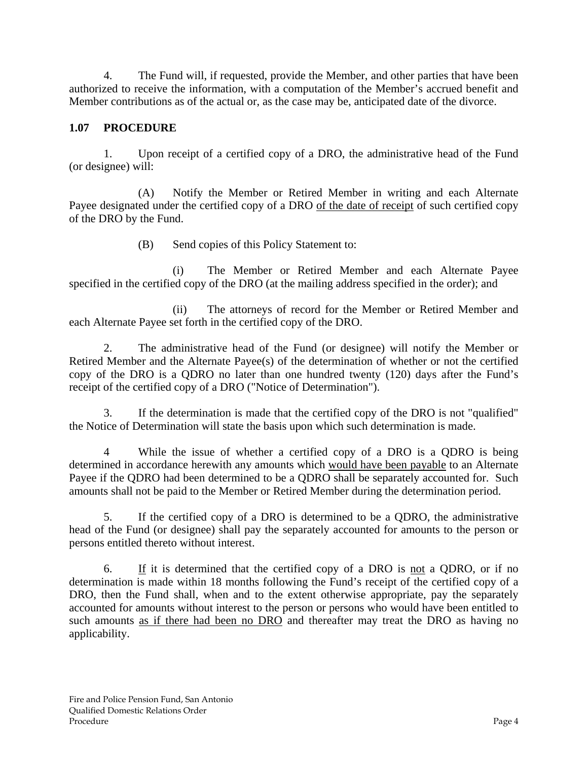4. The Fund will, if requested, provide the Member, and other parties that have been authorized to receive the information, with a computation of the Member's accrued benefit and Member contributions as of the actual or, as the case may be, anticipated date of the divorce.

## 1.07 PROCEDURE

1. Upon receipt of a certified copy of a DRO, the administrative head of the Fund (or designee) will:

(A) Notify the Member or Retired Member in writing and each Alternate Payee designated under the certified copy of a DRO <u>of the date of receipt</u> of such certified copy of the DRO by the Fund.

(B) Send copies of this Policy Statement to:

(i) The Member or Retired Member and each Alternate Payee specified in the certified copy of the DRO (at the mailing address specified in the order); and

(ii) The attorneys of record for the Member or Retired Member and each Alternate Payee set forth in the certified copy of the DRO.

2. The administrative head of the Fund (or designee) will notify the Member or Retired Member and the Alternate Payee(s) of the determination of whether or not the certified copy of the DRO is a QDRO no later than one hundred twenty (120) days after the Fund's receipt of the certified copy of a DRO ("Notice of Determination").

3. If the determination is made that the certified copy of the DRO is not "qualified" the Notice of Determination will state the basis upon which such determination is made.

4 While the issue of whether a certified copy of a DRO is a QDRO is being determined in accordance herewith any amounts which <u>would have been payable</u> to an Alternate Payee if the QDRO had been determined to be a QDRO shall be separately accounted for. Such amounts shall not be paid to the Member or Retired Member during the determination period.

5. If the certified copy of a DRO is determined to be a QDRO, the administrative head of the Fund (or designee) shall pay the separately accounted for amounts to the person or persons entitled thereto without interest.

6. <u>If</u> it is determined that the certified copy of a DRO is <u>not</u> a QDRO, or if no determination is made within 18 months following the Fund's receipt of the certified copy of a DRO, then the Fund shall, when and to the extent otherwise appropriate, pay the separately accounted for amounts without interest to the person or persons who would have been entitled to such amounts <u>as if there had been no DRO</u> and thereafter may treat the DRO as having no applicability.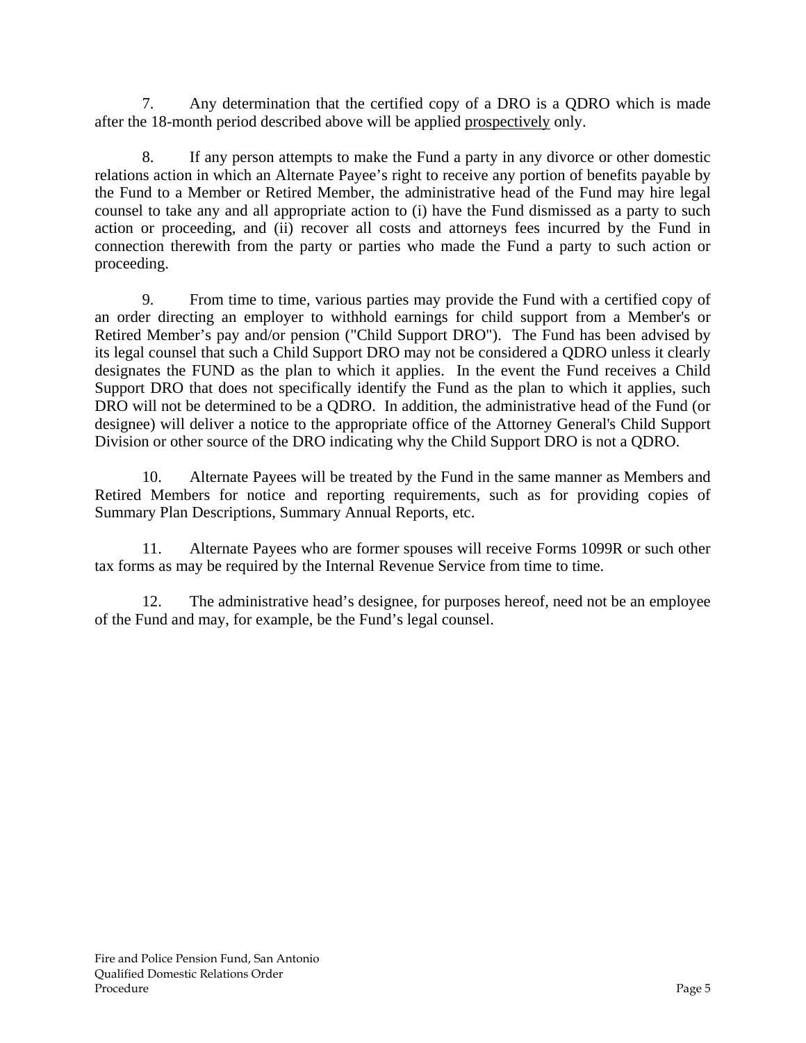7. Any determination that the certified copy of a DRO is a QDRO which is made after the 18-month period described above will be applied <u>prospectively</u> only.

8. If any person attempts to make the Fund a party in any divorce or other domestic relations action in which an Alternate Payee's right to receive any portion of benefits payable by the Fund to a Member or Retired Member, the administrative head of the Fund may hire legal counsel to take any and all appropriate action to (i) have the Fund dismissed as a party to such action or proceeding, and (ii) recover all costs and attorneys fees incurred by the Fund in connection therewith from the party or parties who made the Fund a party to such action or proceeding.

9. From time to time, various parties may provide the Fund with a certified copy of an order directing an employer to withhold earnings for child support from a Member's or Retired Member's pay and/or pension ("Child Support DRO"). The Fund has been advised by its legal counsel that such a Child Support DRO may not be considered a QDRO unless it clearly designates the FUND as the plan to which it applies. In the event the Fund receives a Child Support DRO that does not specifically identify the Fund as the plan to which it applies, such DRO will not be determined to be a QDRO. In addition, the administrative head of the Fund (or designee) will deliver a notice to the appropriate office of the Attorney General's Child Support Division or other source of the DRO indicating why the Child Support DRO is not a QDRO.

10. Alternate Payees will be treated by the Fund in the same manner as Members and Retired Members for notice and reporting requirements, such as for providing copies of Summary Plan Descriptions, Summary Annual Reports, etc.

11. Alternate Payees who are former spouses will receive Forms 1099R or such other tax forms as may be required by the Internal Revenue Service from time to time.

12. The administrative head's designee, for purposes hereof, need not be an employee of the Fund and may, for example, be the Fund's legal counsel.